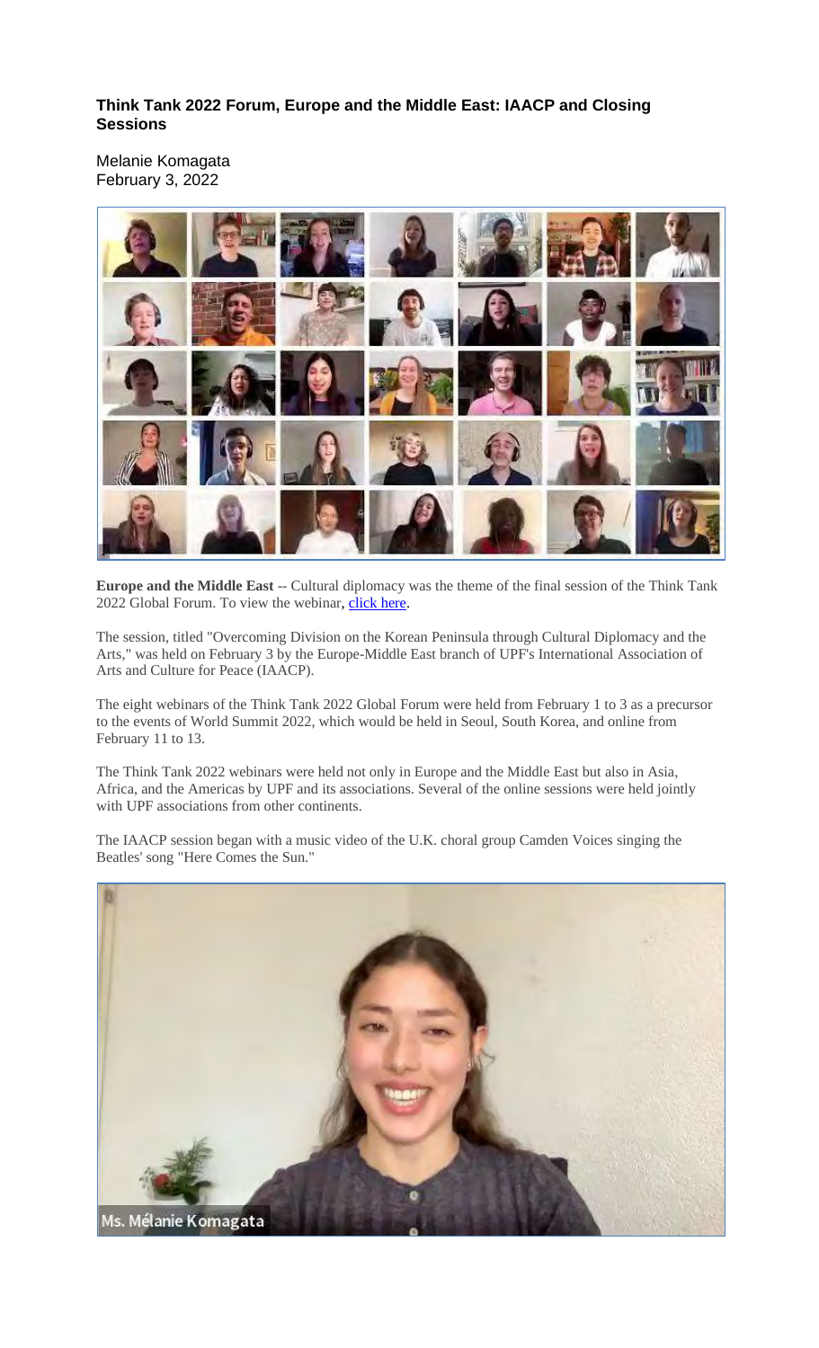**Think Tank 2022 Forum, Europe and the Middle East: IAACP and Closing Sessions**

Melanie Komagata
February 3, 2022

**Europe and the Middle East** -- Cultural diplomacy was the theme of the final session of the Think Tank 2022 Global Forum. To view the webinar, click here.

The session, titled "Overcoming Division on the Korean Peninsula through Cultural Diplomacy and the Arts," was held on February 3 by the Europe-Middle East branch of UPF's International Association of Arts and Culture for Peace (IAACP).

The eight webinars of the Think Tank 2022 Global Forum were held from February 1 to 3 as a precursor to the events of World Summit 2022, which would be held in Seoul, South Korea, and online from February 11 to 13.

The Think Tank 2022 webinars were held not only in Europe and the Middle East but also in Asia, Africa, and the Americas by UPF and its associations. Several of the online sessions were held jointly with UPF associations from other continents.

The IAACP session began with a music video of the U.K. choral group Camden Voices singing the Beatles' song "Here Comes the Sun."

Ms. Mélanie Komagata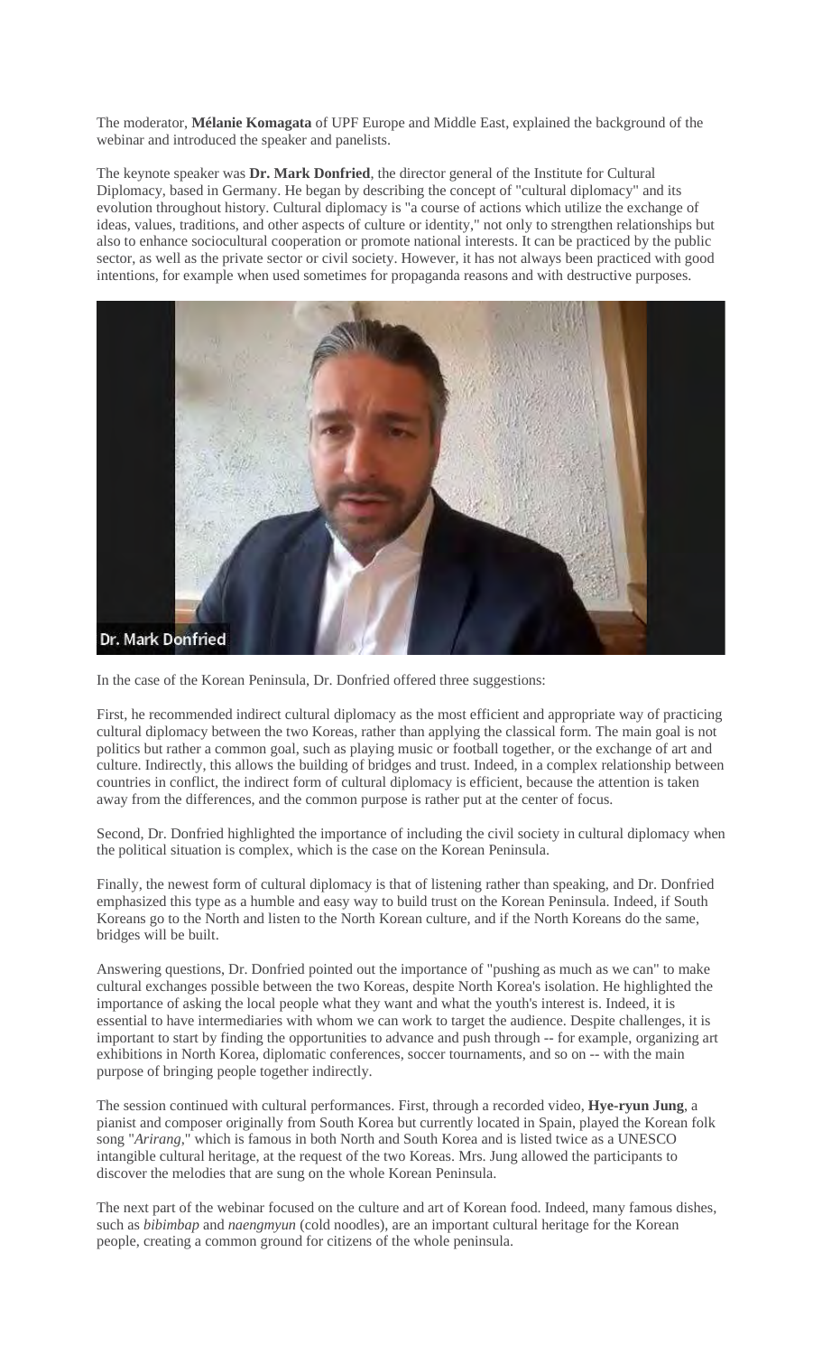The moderator, **Mélanie Komagata** of UPF Europe and Middle East, explained the background of the webinar and introduced the speaker and panelists.

The keynote speaker was **Dr. Mark Donfried**, the director general of the Institute for Cultural Diplomacy, based in Germany. He began by describing the concept of "cultural diplomacy" and its evolution throughout history. Cultural diplomacy is "a course of actions which utilize the exchange of ideas, values, traditions, and other aspects of culture or identity," not only to strengthen relationships but also to enhance sociocultural cooperation or promote national interests. It can be practiced by the public sector, as well as the private sector or civil society. However, it has not always been practiced with good intentions, for example when used sometimes for propaganda reasons and with destructive purposes.

Dr. Mark Donfried

In the case of the Korean Peninsula, Dr. Donfried offered three suggestions:

First, he recommended indirect cultural diplomacy as the most efficient and appropriate way of practicing cultural diplomacy between the two Koreas, rather than applying the classical form. The main goal is not politics but rather a common goal, such as playing music or football together, or the exchange of art and culture. Indirectly, this allows the building of bridges and trust. Indeed, in a complex relationship between countries in conflict, the indirect form of cultural diplomacy is efficient, because the attention is taken away from the differences, and the common purpose is rather put at the center of focus.

Second, Dr. Donfried highlighted the importance of including the civil society in cultural diplomacy when the political situation is complex, which is the case on the Korean Peninsula.

Finally, the newest form of cultural diplomacy is that of listening rather than speaking, and Dr. Donfried emphasized this type as a humble and easy way to build trust on the Korean Peninsula. Indeed, if South Koreans go to the North and listen to the North Korean culture, and if the North Koreans do the same, bridges will be built.

Answering questions, Dr. Donfried pointed out the importance of "pushing as much as we can" to make cultural exchanges possible between the two Koreas, despite North Korea's isolation. He highlighted the importance of asking the local people what they want and what the youth's interest is. Indeed, it is essential to have intermediaries with whom we can work to target the audience. Despite challenges, it is important to start by finding the opportunities to advance and push through -- for example, organizing art exhibitions in North Korea, diplomatic conferences, soccer tournaments, and so on -- with the main purpose of bringing people together indirectly.

The session continued with cultural performances. First, through a recorded video, **Hye-ryun Jung**, a pianist and composer originally from South Korea but currently located in Spain, played the Korean folk song "*Arirang*," which is famous in both North and South Korea and is listed twice as a UNESCO intangible cultural heritage, at the request of the two Koreas. Mrs. Jung allowed the participants to discover the melodies that are sung on the whole Korean Peninsula.

The next part of the webinar focused on the culture and art of Korean food. Indeed, many famous dishes, such as *bibimbap* and *naengmyun* (cold noodles), are an important cultural heritage for the Korean people, creating a common ground for citizens of the whole peninsula.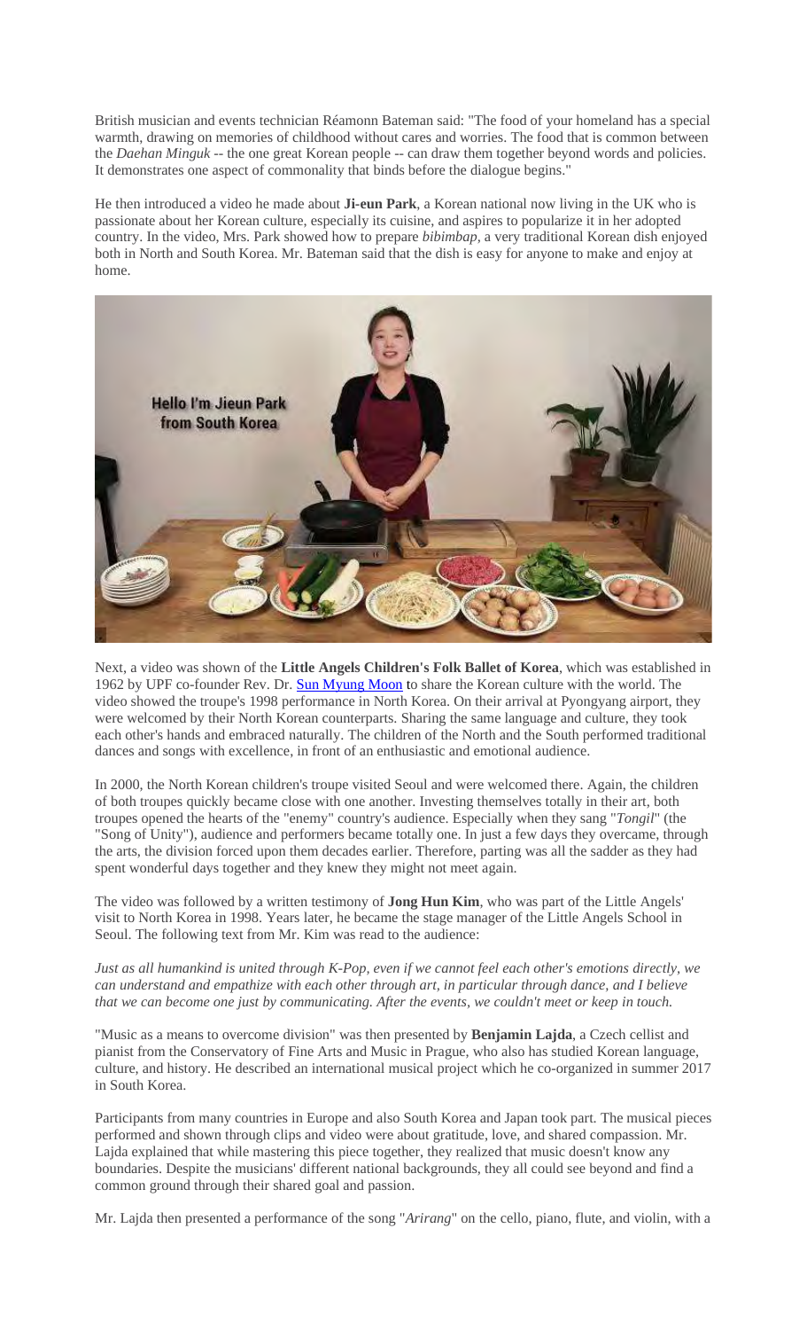British musician and events technician Réamonn Bateman said: "The food of your homeland has a special warmth, drawing on memories of childhood without cares and worries. The food that is common between the *Daehan Minguk* -- the one great Korean people -- can draw them together beyond words and policies. It demonstrates one aspect of commonality that binds before the dialogue begins."

He then introduced a video he made about **Ji-eun Park**, a Korean national now living in the UK who is passionate about her Korean culture, especially its cuisine, and aspires to popularize it in her adopted country. In the video, Mrs. Park showed how to prepare *bibimbap,* a very traditional Korean dish enjoyed both in North and South Korea. Mr. Bateman said that the dish is easy for anyone to make and enjoy at home.

Next, a video was shown of the **Little Angels Children's Folk Ballet of Korea**, which was established in 1962 by UPF co-founder Rev. Dr. Sun Myung Moon to share the Korean culture with the world. The video showed the troupe's 1998 performance in North Korea. On their arrival at Pyongyang airport, they were welcomed by their North Korean counterparts. Sharing the same language and culture, they took each other's hands and embraced naturally. The children of the North and the South performed traditional dances and songs with excellence, in front of an enthusiastic and emotional audience.

In 2000, the North Korean children's troupe visited Seoul and were welcomed there. Again, the children of both troupes quickly became close with one another. Investing themselves totally in their art, both troupes opened the hearts of the "enemy" country's audience. Especially when they sang "*Tongil*" (the "Song of Unity"), audience and performers became totally one. In just a few days they overcame, through the arts, the division forced upon them decades earlier. Therefore, parting was all the sadder as they had spent wonderful days together and they knew they might not meet again.

The video was followed by a written testimony of **Jong Hun Kim**, who was part of the Little Angels' visit to North Korea in 1998. Years later, he became the stage manager of the Little Angels School in Seoul. The following text from Mr. Kim was read to the audience:

*Just as all humankind is united through K-Pop, even if we cannot feel each other's emotions directly, we can understand and empathize with each other through art, in particular through dance, and I believe that we can become one just by communicating. After the events, we couldn't meet or keep in touch.*

"Music as a means to overcome division" was then presented by **Benjamin Lajda**, a Czech cellist and pianist from the Conservatory of Fine Arts and Music in Prague, who also has studied Korean language, culture, and history. He described an international musical project which he co-organized in summer 2017 in South Korea.

Participants from many countries in Europe and also South Korea and Japan took part. The musical pieces performed and shown through clips and video were about gratitude, love, and shared compassion. Mr. Lajda explained that while mastering this piece together, they realized that music doesn't know any boundaries. Despite the musicians' different national backgrounds, they all could see beyond and find a common ground through their shared goal and passion.

Mr. Lajda then presented a performance of the song "*Arirang*" on the cello, piano, flute, and violin, with a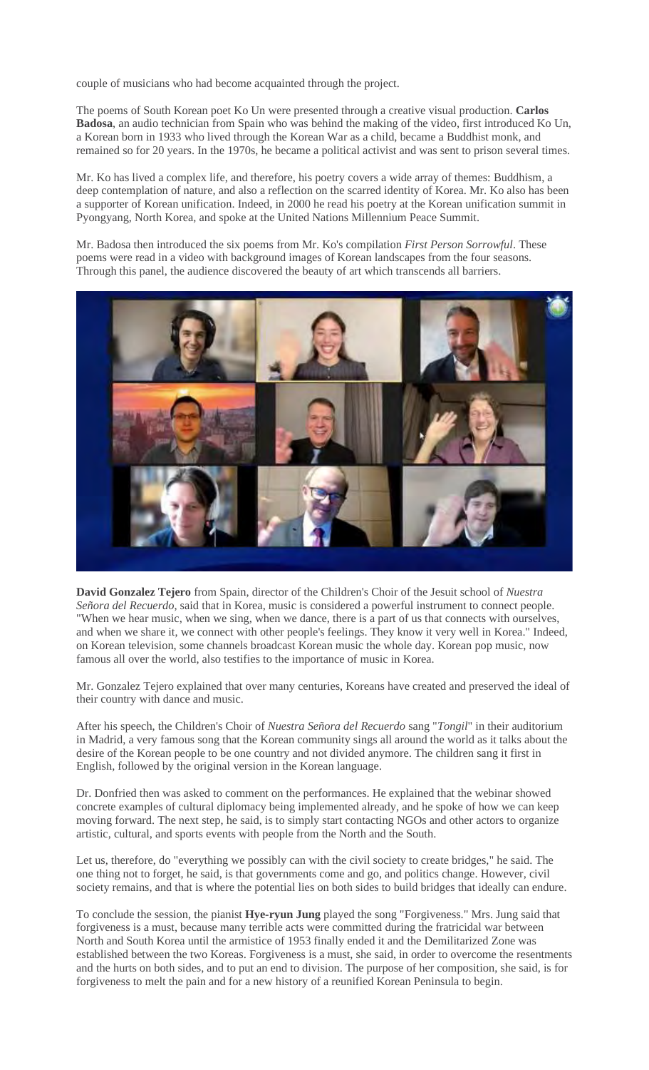couple of musicians who had become acquainted through the project.

The poems of South Korean poet Ko Un were presented through a creative visual production. **Carlos Badosa**, an audio technician from Spain who was behind the making of the video, first introduced Ko Un, a Korean born in 1933 who lived through the Korean War as a child, became a Buddhist monk, and remained so for 20 years. In the 1970s, he became a political activist and was sent to prison several times.

Mr. Ko has lived a complex life, and therefore, his poetry covers a wide array of themes: Buddhism, a deep contemplation of nature, and also a reflection on the scarred identity of Korea. Mr. Ko also has been a supporter of Korean unification. Indeed, in 2000 he read his poetry at the Korean unification summit in Pyongyang, North Korea, and spoke at the United Nations Millennium Peace Summit.

Mr. Badosa then introduced the six poems from Mr. Ko's compilation *First Person Sorrowful*. These poems were read in a video with background images of Korean landscapes from the four seasons. Through this panel, the audience discovered the beauty of art which transcends all barriers.

**David Gonzalez Tejero** from Spain, director of the Children's Choir of the Jesuit school of *Nuestra Señora del Recuerdo*, said that in Korea, music is considered a powerful instrument to connect people. "When we hear music, when we sing, when we dance, there is a part of us that connects with ourselves, and when we share it, we connect with other people's feelings. They know it very well in Korea." Indeed, on Korean television, some channels broadcast Korean music the whole day. Korean pop music, now famous all over the world, also testifies to the importance of music in Korea.

Mr. Gonzalez Tejero explained that over many centuries, Koreans have created and preserved the ideal of their country with dance and music.

After his speech, the Children's Choir of *Nuestra Señora del Recuerdo* sang "*Tongil*" in their auditorium in Madrid, a very famous song that the Korean community sings all around the world as it talks about the desire of the Korean people to be one country and not divided anymore. The children sang it first in English, followed by the original version in the Korean language.

Dr. Donfried then was asked to comment on the performances. He explained that the webinar showed concrete examples of cultural diplomacy being implemented already, and he spoke of how we can keep moving forward. The next step, he said, is to simply start contacting NGOs and other actors to organize artistic, cultural, and sports events with people from the North and the South.

Let us, therefore, do "everything we possibly can with the civil society to create bridges," he said. The one thing not to forget, he said, is that governments come and go, and politics change. However, civil society remains, and that is where the potential lies on both sides to build bridges that ideally can endure.

To conclude the session, the pianist **Hye-ryun Jung** played the song "Forgiveness." Mrs. Jung said that forgiveness is a must, because many terrible acts were committed during the fratricidal war between North and South Korea until the armistice of 1953 finally ended it and the Demilitarized Zone was established between the two Koreas. Forgiveness is a must, she said, in order to overcome the resentments and the hurts on both sides, and to put an end to division. The purpose of her composition, she said, is for forgiveness to melt the pain and for a new history of a reunified Korean Peninsula to begin.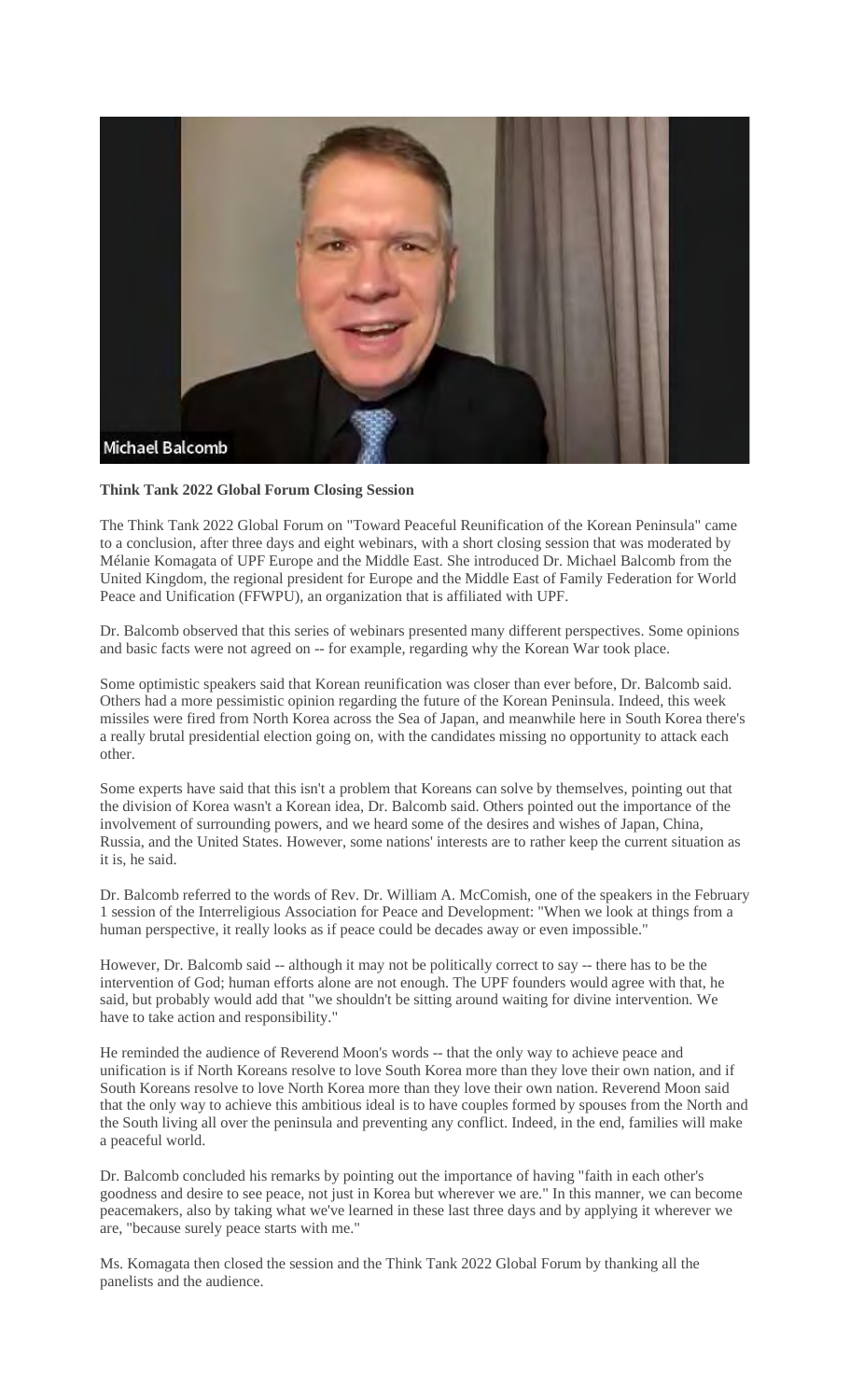**Think Tank 2022 Global Forum Closing Session**

The Think Tank 2022 Global Forum on "Toward Peaceful Reunification of the Korean Peninsula" came to a conclusion, after three days and eight webinars, with a short closing session that was moderated by Mélanie Komagata of UPF Europe and the Middle East. She introduced Dr. Michael Balcomb from the United Kingdom, the regional president for Europe and the Middle East of Family Federation for World Peace and Unification (FFWPU), an organization that is affiliated with UPF.

Dr. Balcomb observed that this series of webinars presented many different perspectives. Some opinions and basic facts were not agreed on -- for example, regarding why the Korean War took place.

Some optimistic speakers said that Korean reunification was closer than ever before, Dr. Balcomb said. Others had a more pessimistic opinion regarding the future of the Korean Peninsula. Indeed, this week missiles were fired from North Korea across the Sea of Japan, and meanwhile here in South Korea there's a really brutal presidential election going on, with the candidates missing no opportunity to attack each other.

Some experts have said that this isn't a problem that Koreans can solve by themselves, pointing out that the division of Korea wasn't a Korean idea, Dr. Balcomb said. Others pointed out the importance of the involvement of surrounding powers, and we heard some of the desires and wishes of Japan, China, Russia, and the United States. However, some nations' interests are to rather keep the current situation as it is, he said.

Dr. Balcomb referred to the words of Rev. Dr. William A. McComish, one of the speakers in the February 1 session of the Interreligious Association for Peace and Development: "When we look at things from a human perspective, it really looks as if peace could be decades away or even impossible."

However, Dr. Balcomb said -- although it may not be politically correct to say -- there has to be the intervention of God; human efforts alone are not enough. The UPF founders would agree with that, he said, but probably would add that "we shouldn't be sitting around waiting for divine intervention. We have to take action and responsibility."

He reminded the audience of Reverend Moon's words -- that the only way to achieve peace and unification is if North Koreans resolve to love South Korea more than they love their own nation, and if South Koreans resolve to love North Korea more than they love their own nation. Reverend Moon said that the only way to achieve this ambitious ideal is to have couples formed by spouses from the North and the South living all over the peninsula and preventing any conflict. Indeed, in the end, families will make a peaceful world.

Dr. Balcomb concluded his remarks by pointing out the importance of having "faith in each other's goodness and desire to see peace, not just in Korea but wherever we are." In this manner, we can become peacemakers, also by taking what we've learned in these last three days and by applying it wherever we are, "because surely peace starts with me."

Ms. Komagata then closed the session and the Think Tank 2022 Global Forum by thanking all the panelists and the audience.